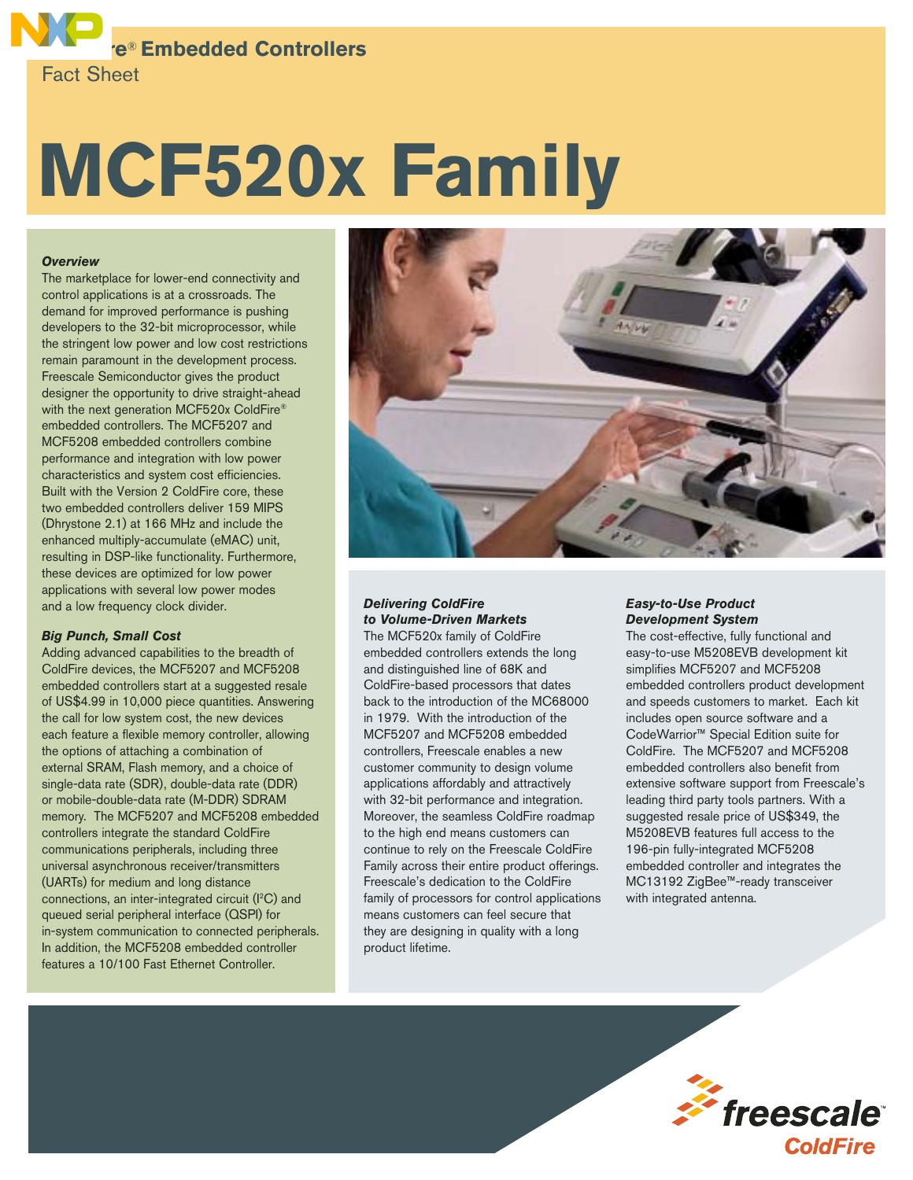# ColdFire® Embedded Controllers

Fact Sheet

# MCF520x Family

### *Overview*

The marketplace for lower-end connectivity and control applications is at a crossroads. The demand for improved performance is pushing developers to the 32-bit microprocessor, while the stringent low power and low cost restrictions remain paramount in the development process. Freescale Semiconductor gives the product designer the opportunity to drive straight-ahead with the next generation MCF520x ColdFire® embedded controllers. The MCF5207 and MCF5208 embedded controllers combine performance and integration with low power characteristics and system cost efficiencies. Built with the Version 2 ColdFire core, these two embedded controllers deliver 159 MIPS (Dhrystone 2.1) at 166 MHz and include the enhanced multiply-accumulate (eMAC) unit, resulting in DSP-like functionality. Furthermore, these devices are optimized for low power applications with several low power modes and a low frequency clock divider.

### *Big Punch, Small Cost*

Adding advanced capabilities to the breadth of ColdFire devices, the MCF5207 and MCF5208 embedded controllers start at a suggested resale of US$4.99 in 10,000 piece quantities. Answering the call for low system cost, the new devices each feature a flexible memory controller, allowing the options of attaching a combination of external SRAM, Flash memory, and a choice of single-data rate (SDR), double-data rate (DDR) or mobile-double-data rate (M-DDR) SDRAM memory. The MCF5207 and MCF5208 embedded controllers integrate the standard ColdFire communications peripherals, including three universal asynchronous receiver/transmitters (UARTs) for medium and long distance connections, an inter-integrated circuit (I²C) and queued serial peripheral interface (QSPI) for in-system communication to connected peripherals. In addition, the MCF5208 embedded controller features a 10/100 Fast Ethernet Controller.

### *Delivering ColdFire to Volume-Driven Markets*

The MCF520x family of ColdFire embedded controllers extends the long and distinguished line of 68K and ColdFire-based processors that dates back to the introduction of the MC68000 in 1979. With the introduction of the MCF5207 and MCF5208 embedded controllers, Freescale enables a new customer community to design volume applications affordably and attractively with 32-bit performance and integration. Moreover, the seamless ColdFire roadmap to the high end means customers can continue to rely on the Freescale ColdFire Family across their entire product offerings. Freescale's dedication to the ColdFire family of processors for control applications means customers can feel secure that they are designing in quality with a long product lifetime.

### *Easy-to-Use Product Development System*

The cost-effective, fully functional and easy-to-use M5208EVB development kit simplifies MCF5207 and MCF5208 embedded controllers product development and speeds customers to market. Each kit includes open source software and a CodeWarrior™ Special Edition suite for ColdFire. The MCF5207 and MCF5208 embedded controllers also benefit from extensive software support from Freescale's leading third party tools partners. With a suggested resale price of US$349, the M5208EVB features full access to the 196-pin fully-integrated MCF5208 embedded controller and integrates the MC13192 ZigBee™-ready transceiver with integrated antenna.

freescale ColdFire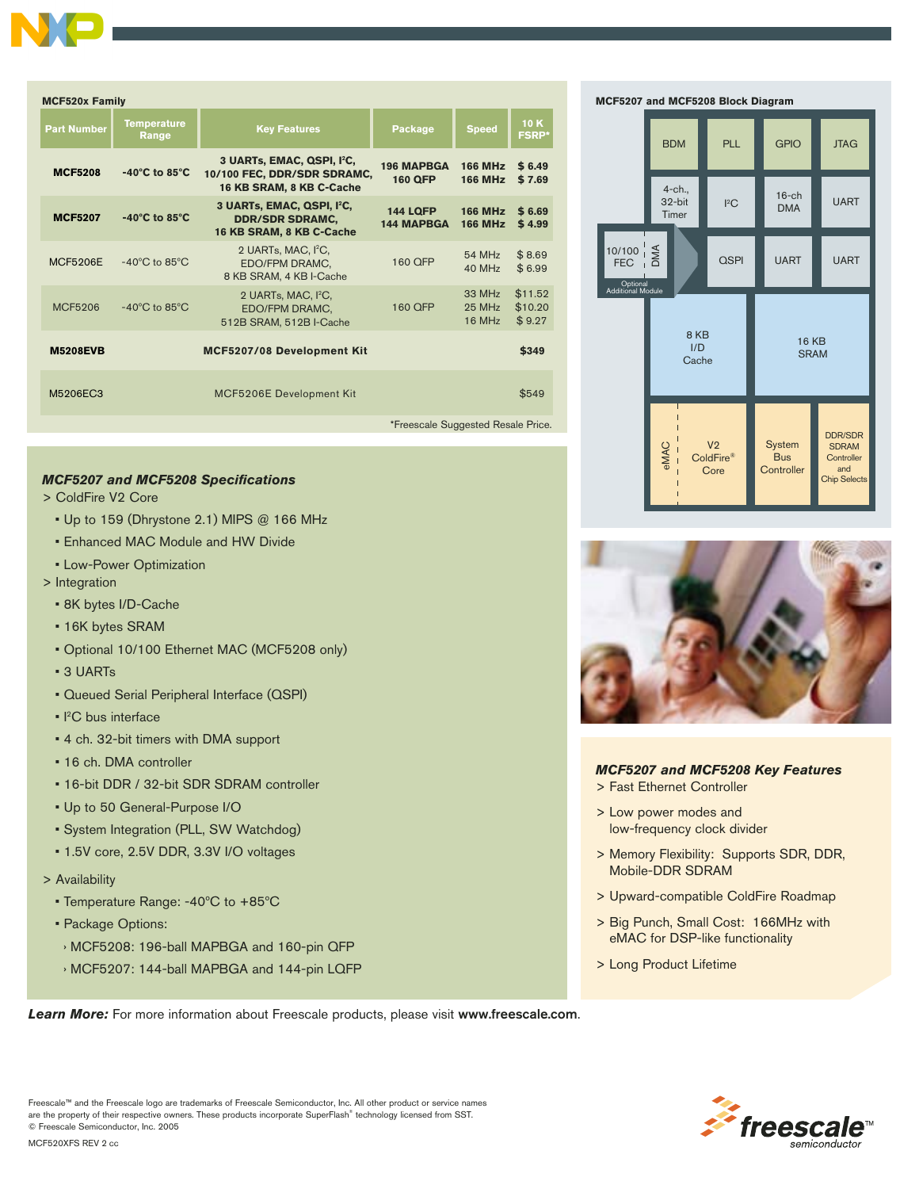## MCF520x Family

| Part Number | Temperature Range | Key Features | Package | Speed | 10 K FSRP* |
|---|---|---|---|---|---|
| **MCF5208** | **-40°C to 85°C** | **3 UARTs, EMAC, QSPI, I²C, 10/100 FEC, DDR/SDR SDRAMC, 16 KB SRAM, 8 KB C-Cache** | **196 MAPBGA 160 QFP** | **166 MHz 166 MHz** | **$ 6.49 $ 7.69** |
| **MCF5207** | **-40°C to 85°C** | **3 UARTs, EMAC, QSPI, I²C, DDR/SDR SDRAMC, 16 KB SRAM, 8 KB C-Cache** | **144 LQFP 144 MAPBGA** | **166 MHz 166 MHz** | **$ 6.69 $ 4.99** |
| MCF5206E | -40°C to 85°C | 2 UARTs, MAC, I²C, EDO/FPM DRAMC, 8 KB SRAM, 4 KB I-Cache | 160 QFP | 54 MHz 40 MHz | $ 8.69 $ 6.99 |
| MCF5206 | -40°C to 85°C | 2 UARTs, MAC, I²C, EDO/FPM DRAMC, 512B SRAM, 512B I-Cache | 160 QFP | 33 MHz 25 MHz 16 MHz | $11.52 $10.20 $ 9.27 |
| **M5208EVB** | | **MCF5207/08 Development Kit** | | | **$349** |
| M5206EC3 | | MCF5206E Development Kit | | | $549 |

*Freescale Suggested Resale Price.

### *MCF5207 and MCF5208 Specifications*

> ColdFire V2 Core
- Up to 159 (Dhrystone 2.1) MIPS @ 166 MHz
- Enhanced MAC Module and HW Divide
- Low-Power Optimization

> Integration
- 8K bytes I/D-Cache
- 16K bytes SRAM
- Optional 10/100 Ethernet MAC (MCF5208 only)
- 3 UARTs
- Queued Serial Peripheral Interface (QSPI)
- I²C bus interface
- 4 ch. 32-bit timers with DMA support
- 16 ch. DMA controller
- 16-bit DDR / 32-bit SDR SDRAM controller
- Up to 50 General-Purpose I/O
- System Integration (PLL, SW Watchdog)
- 1.5V core, 2.5V DDR, 3.3V I/O voltages

> Availability
- Temperature Range: -40°C to +85°C
- Package Options:
  - MCF5208: 196-ball MAPBGA and 160-pin QFP
  - MCF5207: 144-ball MAPBGA and 144-pin LQFP

### MCF5207 and MCF5208 Block Diagram

BDM
PLL
GPIO
JTAG
4-ch., 32-bit Timer
I²C
16-ch DMA
UART
10/100 FEC
DMA
Optional Additional Module
QSPI
UART
UART
8 KB I/D Cache
16 KB SRAM
eMAC
V2 ColdFire® Core
System Bus Controller
DDR/SDR SDRAM Controller and Chip Selects

### *MCF5207 and MCF5208 Key Features*

> Fast Ethernet Controller

> Low power modes and low-frequency clock divider

> Memory Flexibility: Supports SDR, DDR, Mobile-DDR SDRAM

> Upward-compatible ColdFire Roadmap

> Big Punch, Small Cost: 166MHz with eMAC for DSP-like functionality

> Long Product Lifetime

***Learn More:*** For more information about Freescale products, please visit **www.freescale.com**.

Freescale™ and the Freescale logo are trademarks of Freescale Semiconductor, Inc. All other product or service names are the property of their respective owners. These products incorporate SuperFlash® technology licensed from SST.
© Freescale Semiconductor, Inc. 2005

MCF520XFS REV 2 cc